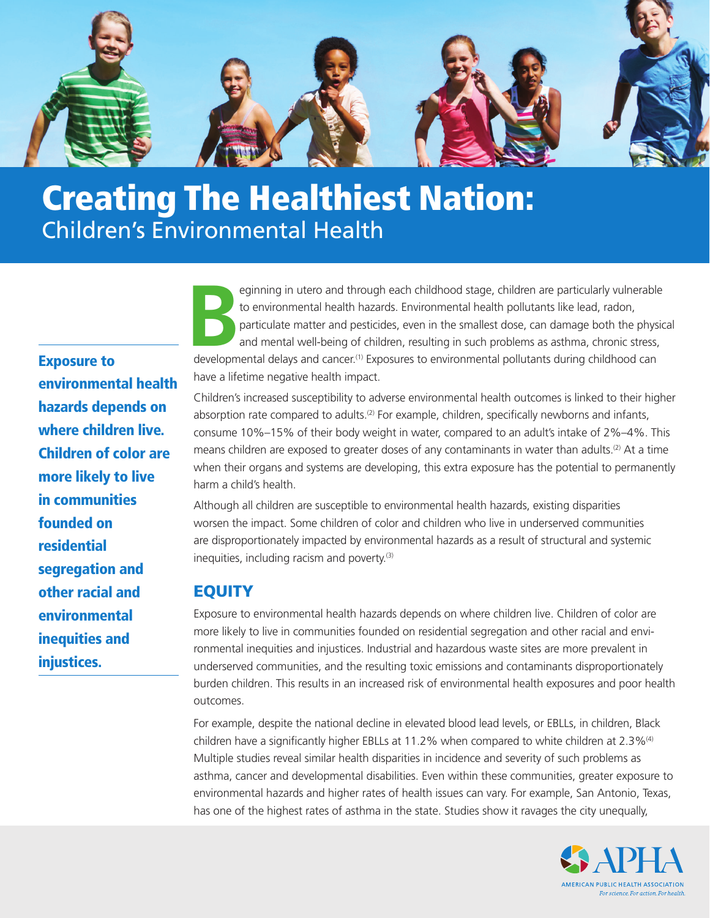# Creating The Healthiest Nation:

## Children's Environmental Health

**Exposure to environmental health hazards depends on where children live. Children of color are more likely to live in communities founded on residential segregation and other racial and environmental inequities and injustices.**

Beginning in utero and through each childhood stage, children are particularly vulnerable to environmental health hazards. Environmental health pollutants like lead, radon, particulate matter and pesticides, even in the smallest dose, can damage both the physical and mental well-being of children, resulting in such problems as asthma, chronic stress, developmental delays and cancer.[1] Exposures to environmental pollutants during childhood can have a lifetime negative health impact.

Children's increased susceptibility to adverse environmental health outcomes is linked to their higher absorption rate compared to adults.[2] For example, children, specifically newborns and infants, consume 10%–15% of their body weight in water, compared to an adult's intake of 2%–4%. This means children are exposed to greater doses of any contaminants in water than adults.[2] At a time when their organs and systems are developing, this extra exposure has the potential to permanently harm a child's health.

Although all children are susceptible to environmental health hazards, existing disparities worsen the impact. Some children of color and children who live in underserved communities are disproportionately impacted by environmental hazards as a result of structural and systemic inequities, including racism and poverty.[3]

## EQUITY

Exposure to environmental health hazards depends on where children live. Children of color are more likely to live in communities founded on residential segregation and other racial and environmental inequities and injustices. Industrial and hazardous waste sites are more prevalent in underserved communities, and the resulting toxic emissions and contaminants disproportionately burden children. This results in an increased risk of environmental health exposures and poor health outcomes.

For example, despite the national decline in elevated blood lead levels, or EBLLs, in children, Black children have a significantly higher EBLLs at 11.2% when compared to white children at 2.3%[4] Multiple studies reveal similar health disparities in incidence and severity of such problems as asthma, cancer and developmental disabilities. Even within these communities, greater exposure to environmental hazards and higher rates of health issues can vary. For example, San Antonio, Texas, has one of the highest rates of asthma in the state. Studies show it ravages the city unequally,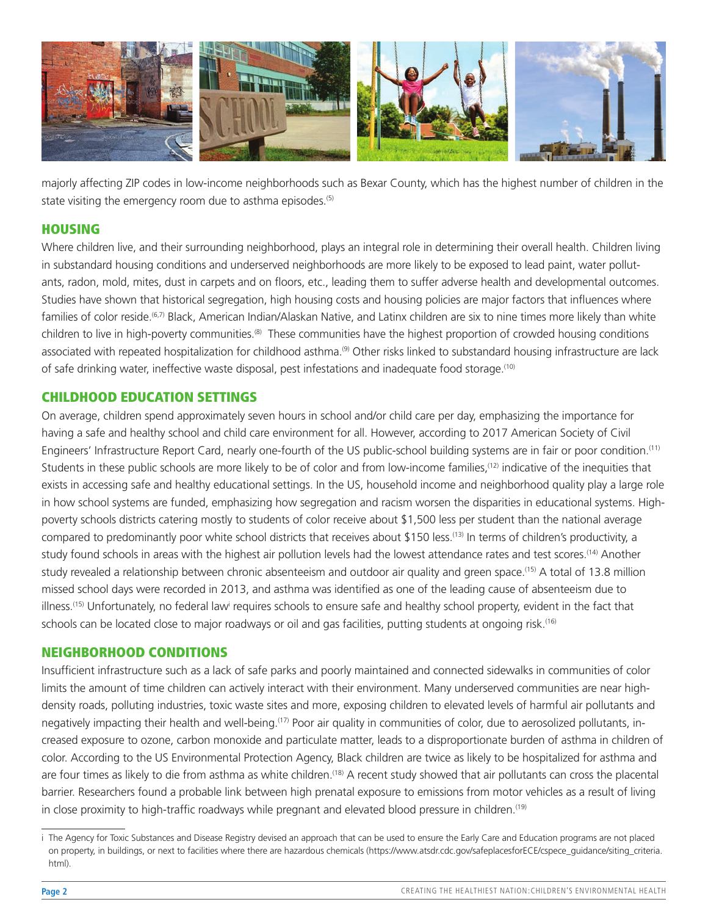majorly affecting ZIP codes in low-income neighborhoods such as Bexar County, which has the highest number of children in the state visiting the emergency room due to asthma episodes.[5]

## HOUSING

Where children live, and their surrounding neighborhood, plays an integral role in determining their overall health. Children living in substandard housing conditions and underserved neighborhoods are more likely to be exposed to lead paint, water pollutants, radon, mold, mites, dust in carpets and on floors, etc., leading them to suffer adverse health and developmental outcomes. Studies have shown that historical segregation, high housing costs and housing policies are major factors that influences where families of color reside.[6,7] Black, American Indian/Alaskan Native, and Latinx children are six to nine times more likely than white children to live in high-poverty communities.[8] These communities have the highest proportion of crowded housing conditions associated with repeated hospitalization for childhood asthma.[9] Other risks linked to substandard housing infrastructure are lack of safe drinking water, ineffective waste disposal, pest infestations and inadequate food storage.[10]

## CHILDHOOD EDUCATION SETTINGS

On average, children spend approximately seven hours in school and/or child care per day, emphasizing the importance for having a safe and healthy school and child care environment for all. However, according to 2017 American Society of Civil Engineers' Infrastructure Report Card, nearly one-fourth of the US public-school building systems are in fair or poor condition.[11] Students in these public schools are more likely to be of color and from low-income families,[12] indicative of the inequities that exists in accessing safe and healthy educational settings. In the US, household income and neighborhood quality play a large role in how school systems are funded, emphasizing how segregation and racism worsen the disparities in educational systems. High-poverty schools districts catering mostly to students of color receive about $1,500 less per student than the national average compared to predominantly poor white school districts that receives about $150 less.[13] In terms of children's productivity, a study found schools in areas with the highest air pollution levels had the lowest attendance rates and test scores.[14] Another study revealed a relationship between chronic absenteeism and outdoor air quality and green space.[15] A total of 13.8 million missed school days were recorded in 2013, and asthma was identified as one of the leading cause of absenteeism due to illness.[15] Unfortunately, no federal law[i] requires schools to ensure safe and healthy school property, evident in the fact that schools can be located close to major roadways or oil and gas facilities, putting students at ongoing risk.[16]

## NEIGHBORHOOD CONDITIONS

Insufficient infrastructure such as a lack of safe parks and poorly maintained and connected sidewalks in communities of color limits the amount of time children can actively interact with their environment. Many underserved communities are near high-density roads, polluting industries, toxic waste sites and more, exposing children to elevated levels of harmful air pollutants and negatively impacting their health and well-being.[17] Poor air quality in communities of color, due to aerosolized pollutants, increased exposure to ozone, carbon monoxide and particulate matter, leads to a disproportionate burden of asthma in children of color. According to the US Environmental Protection Agency, Black children are twice as likely to be hospitalized for asthma and are four times as likely to die from asthma as white children.[18] A recent study showed that air pollutants can cross the placental barrier. Researchers found a probable link between high prenatal exposure to emissions from motor vehicles as a result of living in close proximity to high-traffic roadways while pregnant and elevated blood pressure in children.[19]

---

i The Agency for Toxic Substances and Disease Registry devised an approach that can be used to ensure the Early Care and Education programs are not placed on property, in buildings, or next to facilities where there are hazardous chemicals (https://www.atsdr.cdc.gov/safeplacesforECE/cspece_guidance/siting_criteria.html).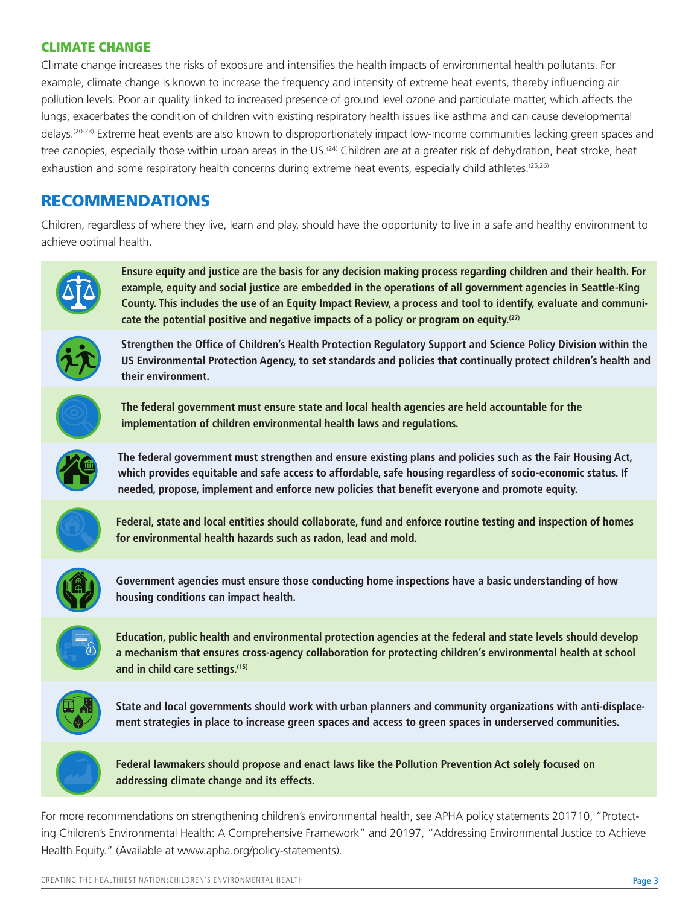## CLIMATE CHANGE

Climate change increases the risks of exposure and intensifies the health impacts of environmental health pollutants. For example, climate change is known to increase the frequency and intensity of extreme heat events, thereby influencing air pollution levels. Poor air quality linked to increased presence of ground level ozone and particulate matter, which affects the lungs, exacerbates the condition of children with existing respiratory health issues like asthma and can cause developmental delays.[20-23] Extreme heat events are also known to disproportionately impact low-income communities lacking green spaces and tree canopies, especially those within urban areas in the US.[24] Children are at a greater risk of dehydration, heat stroke, heat exhaustion and some respiratory health concerns during extreme heat events, especially child athletes.[25,26]

# RECOMMENDATIONS

Children, regardless of where they live, learn and play, should have the opportunity to live in a safe and healthy environment to achieve optimal health.

**Ensure equity and justice are the basis for any decision making process regarding children and their health. For example, equity and social justice are embedded in the operations of all government agencies in Seattle-King County. This includes the use of an Equity Impact Review, a process and tool to identify, evaluate and communicate the potential positive and negative impacts of a policy or program on equity.[27]**

**Strengthen the Office of Children's Health Protection Regulatory Support and Science Policy Division within the US Environmental Protection Agency, to set standards and policies that continually protect children's health and their environment.**

**The federal government must ensure state and local health agencies are held accountable for the implementation of children environmental health laws and regulations.**

**The federal government must strengthen and ensure existing plans and policies such as the Fair Housing Act, which provides equitable and safe access to affordable, safe housing regardless of socio-economic status. If needed, propose, implement and enforce new policies that benefit everyone and promote equity.**

**Federal, state and local entities should collaborate, fund and enforce routine testing and inspection of homes for environmental health hazards such as radon, lead and mold.**

**Government agencies must ensure those conducting home inspections have a basic understanding of how housing conditions can impact health.**

**Education, public health and environmental protection agencies at the federal and state levels should develop a mechanism that ensures cross-agency collaboration for protecting children's environmental health at school and in child care settings.[15]**

**State and local governments should work with urban planners and community organizations with anti-displacement strategies in place to increase green spaces and access to green spaces in underserved communities.**

**Federal lawmakers should propose and enact laws like the Pollution Prevention Act solely focused on addressing climate change and its effects.**

For more recommendations on strengthening children's environmental health, see APHA policy statements 201710, "Protecting Children's Environmental Health: A Comprehensive Framework" and 20197, "Addressing Environmental Justice to Achieve Health Equity." (Available at www.apha.org/policy-statements).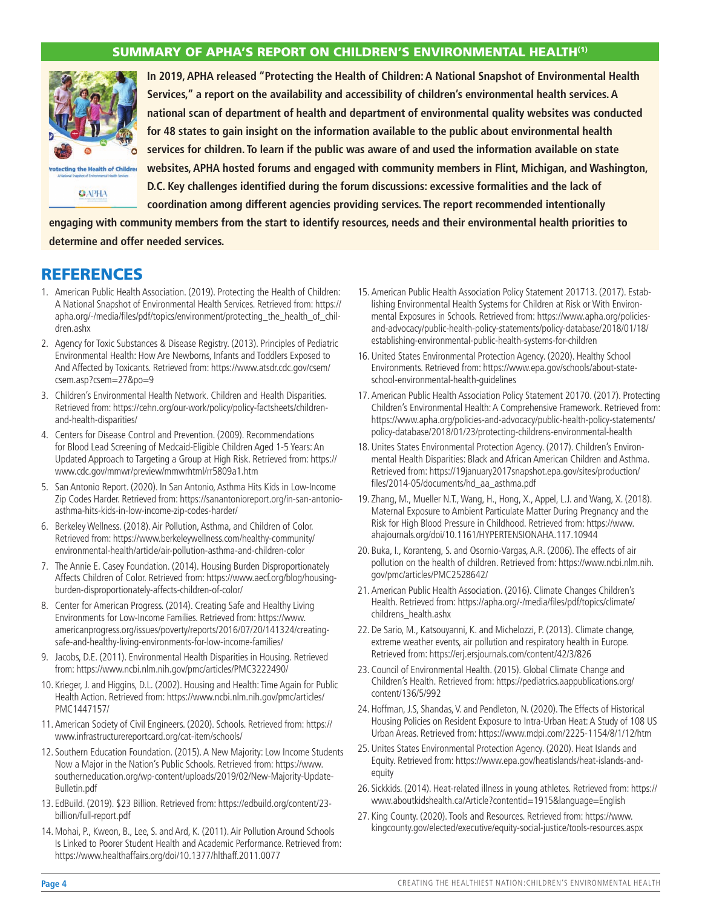## SUMMARY OF APHA'S REPORT ON CHILDREN'S ENVIRONMENTAL HEALTH[1]

**In 2019, APHA released "Protecting the Health of Children: A National Snapshot of Environmental Health Services," a report on the availability and accessibility of children's environmental health services. A national scan of department of health and department of environmental quality websites was conducted for 48 states to gain insight on the information available to the public about environmental health services for children. To learn if the public was aware of and used the information available on state websites, APHA hosted forums and engaged with community members in Flint, Michigan, and Washington, D.C. Key challenges identified during the forum discussions: excessive formalities and the lack of coordination among different agencies providing services. The report recommended intentionally engaging with community members from the start to identify resources, needs and their environmental health priorities to determine and offer needed services.**

## REFERENCES

1. American Public Health Association. (2019). Protecting the Health of Children: A National Snapshot of Environmental Health Services. Retrieved from: https://apha.org/-/media/files/pdf/topics/environment/protecting_the_health_of_children.ashx
2. Agency for Toxic Substances & Disease Registry. (2013). Principles of Pediatric Environmental Health: How Are Newborns, Infants and Toddlers Exposed to And Affected by Toxicants. Retrieved from: https://www.atsdr.cdc.gov/csem/csem.asp?csem=27&po=9
3. Children's Environmental Health Network. Children and Health Disparities. Retrieved from: https://cehn.org/our-work/policy/policy-factsheets/children-and-health-disparities/
4. Centers for Disease Control and Prevention. (2009). Recommendations for Blood Lead Screening of Medicaid-Eligible Children Aged 1-5 Years: An Updated Approach to Targeting a Group at High Risk. Retrieved from: https://www.cdc.gov/mmwr/preview/mmwrhtml/rr5809a1.htm
5. San Antonio Report. (2020). In San Antonio, Asthma Hits Kids in Low-Income Zip Codes Harder. Retrieved from: https://sanantonioreport.org/in-san-antonio-asthma-hits-kids-in-low-income-zip-codes-harder/
6. Berkeley Wellness. (2018). Air Pollution, Asthma, and Children of Color. Retrieved from: https://www.berkeleywellness.com/healthy-community/environmental-health/article/air-pollution-asthma-and-children-color
7. The Annie E. Casey Foundation. (2014). Housing Burden Disproportionately Affects Children of Color. Retrieved from: https://www.aecf.org/blog/housing-burden-disproportionately-affects-children-of-color/
8. Center for American Progress. (2014). Creating Safe and Healthy Living Environments for Low-Income Families. Retrieved from: https://www.americanprogress.org/issues/poverty/reports/2016/07/20/141324/creating-safe-and-healthy-living-environments-for-low-income-families/
9. Jacobs, D.E. (2011). Environmental Health Disparities in Housing. Retrieved from: https://www.ncbi.nlm.nih.gov/pmc/articles/PMC3222490/
10. Krieger, J. and Higgins, D.L. (2002). Housing and Health: Time Again for Public Health Action. Retrieved from: https://www.ncbi.nlm.nih.gov/pmc/articles/PMC1447157/
11. American Society of Civil Engineers. (2020). Schools. Retrieved from: https://www.infrastructurereportcard.org/cat-item/schools/
12. Southern Education Foundation. (2015). A New Majority: Low Income Students Now a Major in the Nation's Public Schools. Retrieved from: https://www.southerneducation.org/wp-content/uploads/2019/02/New-Majority-Update-Bulletin.pdf
13. EdBuild. (2019). $23 Billion. Retrieved from: https://edbuild.org/content/23-billion/full-report.pdf
14. Mohai, P., Kweon, B., Lee, S. and Ard, K. (2011). Air Pollution Around Schools Is Linked to Poorer Student Health and Academic Performance. Retrieved from: https://www.healthaffairs.org/doi/10.1377/hlthaff.2011.0077
15. American Public Health Association Policy Statement 201713. (2017). Establishing Environmental Health Systems for Children at Risk or With Environmental Exposures in Schools. Retrieved from: https://www.apha.org/policies-and-advocacy/public-health-policy-statements/policy-database/2018/01/18/establishing-environmental-public-health-systems-for-children
16. United States Environmental Protection Agency. (2020). Healthy School Environments. Retrieved from: https://www.epa.gov/schools/about-state-school-environmental-health-guidelines
17. American Public Health Association Policy Statement 20170. (2017). Protecting Children's Environmental Health: A Comprehensive Framework. Retrieved from: https://www.apha.org/policies-and-advocacy/public-health-policy-statements/policy-database/2018/01/23/protecting-childrens-environmental-health
18. Unites States Environmental Protection Agency. (2017). Children's Environmental Health Disparities: Black and African American Children and Asthma. Retrieved from: https://19january2017snapshot.epa.gov/sites/production/files/2014-05/documents/hd_aa_asthma.pdf
19. Zhang, M., Mueller N.T., Wang, H., Hong, X., Appel, L.J. and Wang, X. (2018). Maternal Exposure to Ambient Particulate Matter During Pregnancy and the Risk for High Blood Pressure in Childhood. Retrieved from: https://www.ahajournals.org/doi/10.1161/HYPERTENSIONAHA.117.10944
20. Buka, I., Koranteng, S. and Osornio-Vargas, A.R. (2006). The effects of air pollution on the health of children. Retrieved from: https://www.ncbi.nlm.nih.gov/pmc/articles/PMC2528642/
21. American Public Health Association. (2016). Climate Changes Children's Health. Retrieved from: https://apha.org/-/media/files/pdf/topics/climate/childrens_health.ashx
22. De Sario, M., Katsouyanni, K. and Michelozzi, P. (2013). Climate change, extreme weather events, air pollution and respiratory health in Europe. Retrieved from: https://erj.ersjournals.com/content/42/3/826
23. Council of Environmental Health. (2015). Global Climate Change and Children's Health. Retrieved from: https://pediatrics.aappublications.org/content/136/5/992
24. Hoffman, J.S, Shandas, V. and Pendleton, N. (2020). The Effects of Historical Housing Policies on Resident Exposure to Intra-Urban Heat: A Study of 108 US Urban Areas. Retrieved from: https://www.mdpi.com/2225-1154/8/1/12/htm
25. Unites States Environmental Protection Agency. (2020). Heat Islands and Equity. Retrieved from: https://www.epa.gov/heatislands/heat-islands-and-equity
26. Sickkids. (2014). Heat-related illness in young athletes. Retrieved from: https://www.aboutkidshealth.ca/Article?contentid=1915&language=English
27. King County. (2020). Tools and Resources. Retrieved from: https://www.kingcounty.gov/elected/executive/equity-social-justice/tools-resources.aspx